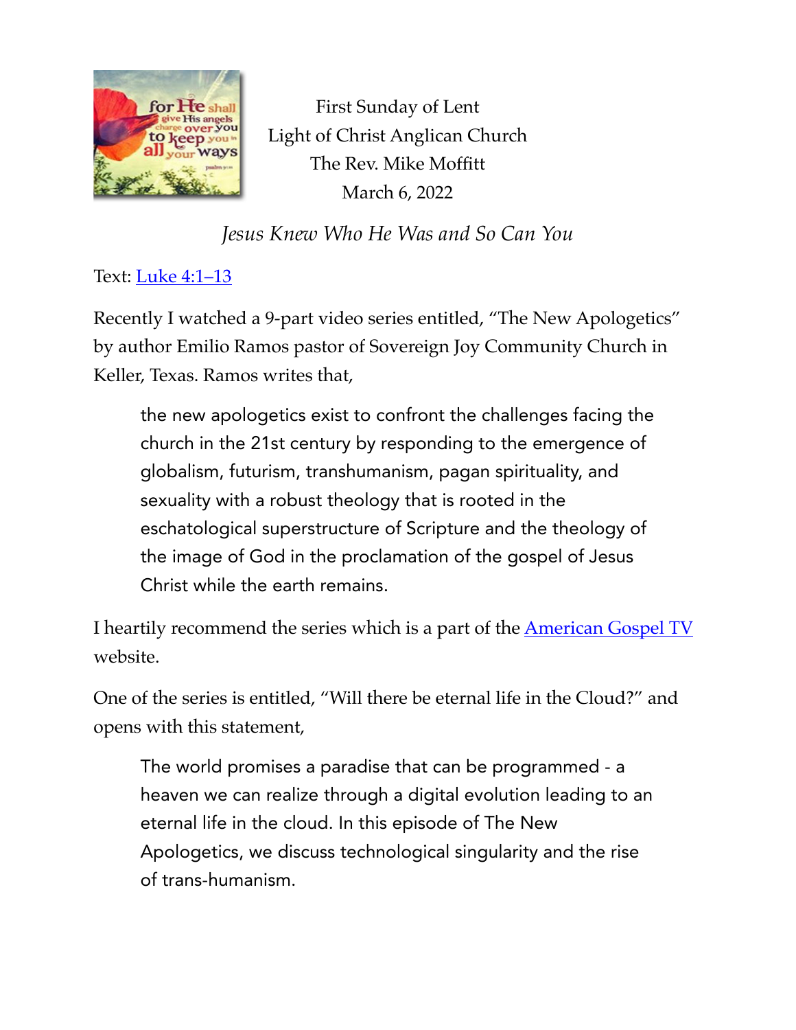First Sunday of Lent
Light of Christ Anglican Church
The Rev. Mike Moffitt
March 6, 2022

*Jesus Knew Who He Was and So Can You*

Text: Luke 4:1–13

Recently I watched a 9-part video series entitled, "The New Apologetics" by author Emilio Ramos pastor of Sovereign Joy Community Church in Keller, Texas. Ramos writes that,

> the new apologetics exist to confront the challenges facing the church in the 21st century by responding to the emergence of globalism, futurism, transhumanism, pagan spirituality, and sexuality with a robust theology that is rooted in the eschatological superstructure of Scripture and the theology of the image of God in the proclamation of the gospel of Jesus Christ while the earth remains.

I heartily recommend the series which is a part of the American Gospel TV website.

One of the series is entitled, "Will there be eternal life in the Cloud?" and opens with this statement,

> The world promises a paradise that can be programmed - a heaven we can realize through a digital evolution leading to an eternal life in the cloud. In this episode of The New Apologetics, we discuss technological singularity and the rise of trans-humanism.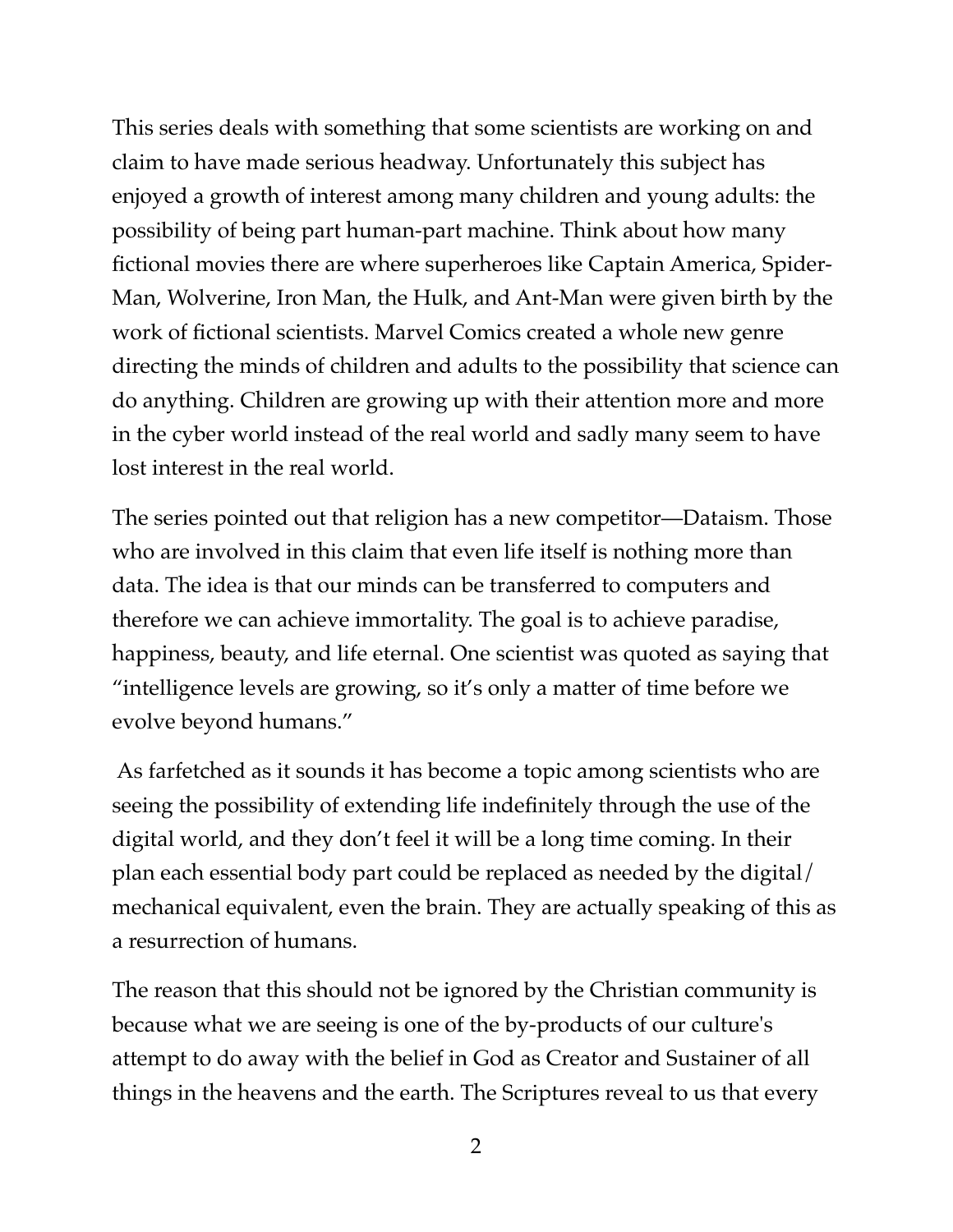This series deals with something that some scientists are working on and claim to have made serious headway. Unfortunately this subject has enjoyed a growth of interest among many children and young adults: the possibility of being part human-part machine. Think about how many fictional movies there are where superheroes like Captain America, Spider-Man, Wolverine, Iron Man, the Hulk, and Ant-Man were given birth by the work of fictional scientists. Marvel Comics created a whole new genre directing the minds of children and adults to the possibility that science can do anything. Children are growing up with their attention more and more in the cyber world instead of the real world and sadly many seem to have lost interest in the real world.

The series pointed out that religion has a new competitor—Dataism. Those who are involved in this claim that even life itself is nothing more than data. The idea is that our minds can be transferred to computers and therefore we can achieve immortality. The goal is to achieve paradise, happiness, beauty, and life eternal. One scientist was quoted as saying that "intelligence levels are growing, so it's only a matter of time before we evolve beyond humans."

As farfetched as it sounds it has become a topic among scientists who are seeing the possibility of extending life indefinitely through the use of the digital world, and they don't feel it will be a long time coming. In their plan each essential body part could be replaced as needed by the digital/mechanical equivalent, even the brain. They are actually speaking of this as a resurrection of humans.

The reason that this should not be ignored by the Christian community is because what we are seeing is one of the by-products of our culture's attempt to do away with the belief in God as Creator and Sustainer of all things in the heavens and the earth. The Scriptures reveal to us that every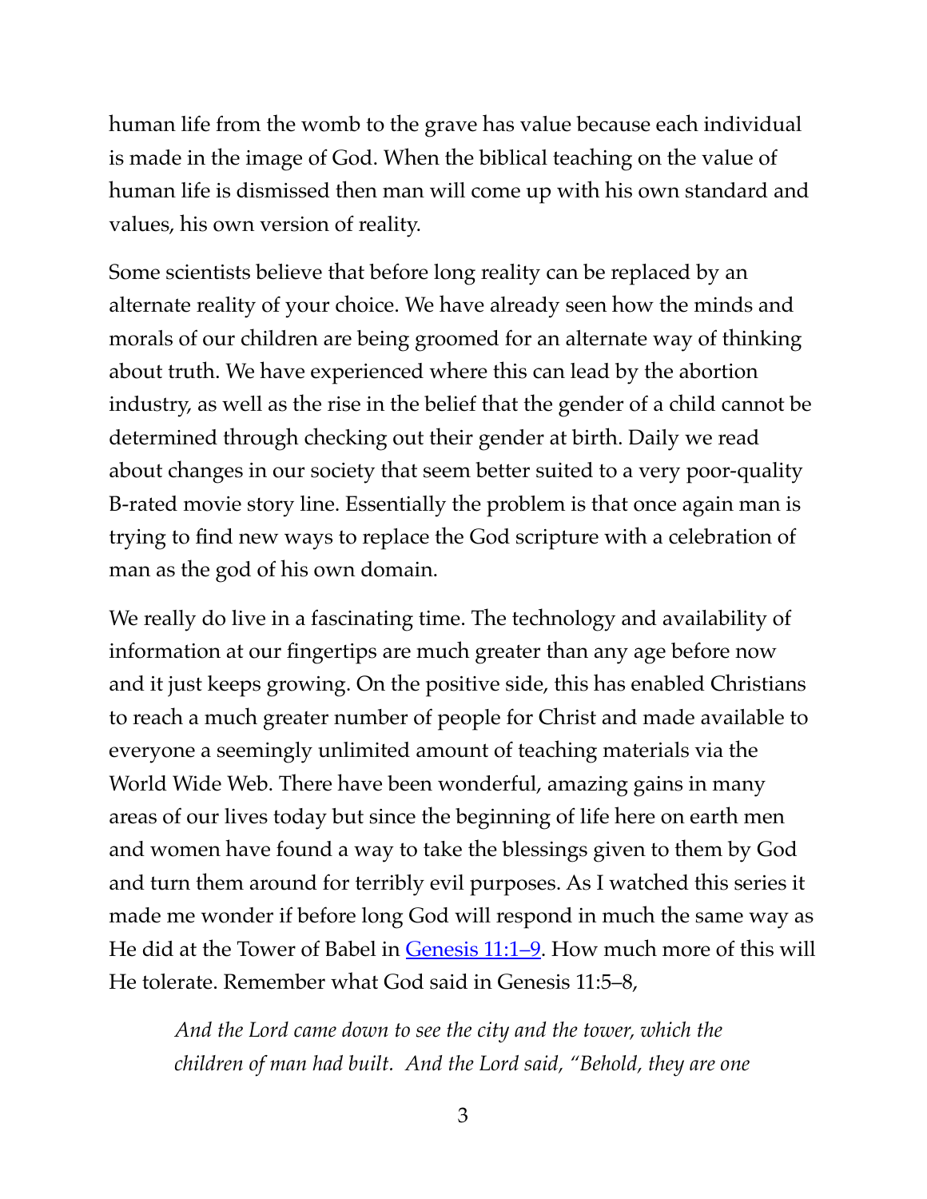human life from the womb to the grave has value because each individual is made in the image of God. When the biblical teaching on the value of human life is dismissed then man will come up with his own standard and values, his own version of reality.

Some scientists believe that before long reality can be replaced by an alternate reality of your choice. We have already seen how the minds and morals of our children are being groomed for an alternate way of thinking about truth. We have experienced where this can lead by the abortion industry, as well as the rise in the belief that the gender of a child cannot be determined through checking out their gender at birth. Daily we read about changes in our society that seem better suited to a very poor-quality B-rated movie story line. Essentially the problem is that once again man is trying to find new ways to replace the God scripture with a celebration of man as the god of his own domain.

We really do live in a fascinating time. The technology and availability of information at our fingertips are much greater than any age before now and it just keeps growing. On the positive side, this has enabled Christians to reach a much greater number of people for Christ and made available to everyone a seemingly unlimited amount of teaching materials via the World Wide Web. There have been wonderful, amazing gains in many areas of our lives today but since the beginning of life here on earth men and women have found a way to take the blessings given to them by God and turn them around for terribly evil purposes. As I watched this series it made me wonder if before long God will respond in much the same way as He did at the Tower of Babel in Genesis 11:1–9. How much more of this will He tolerate. Remember what God said in Genesis 11:5–8,

> *And the Lord came down to see the city and the tower, which the children of man had built. And the Lord said, "Behold, they are one*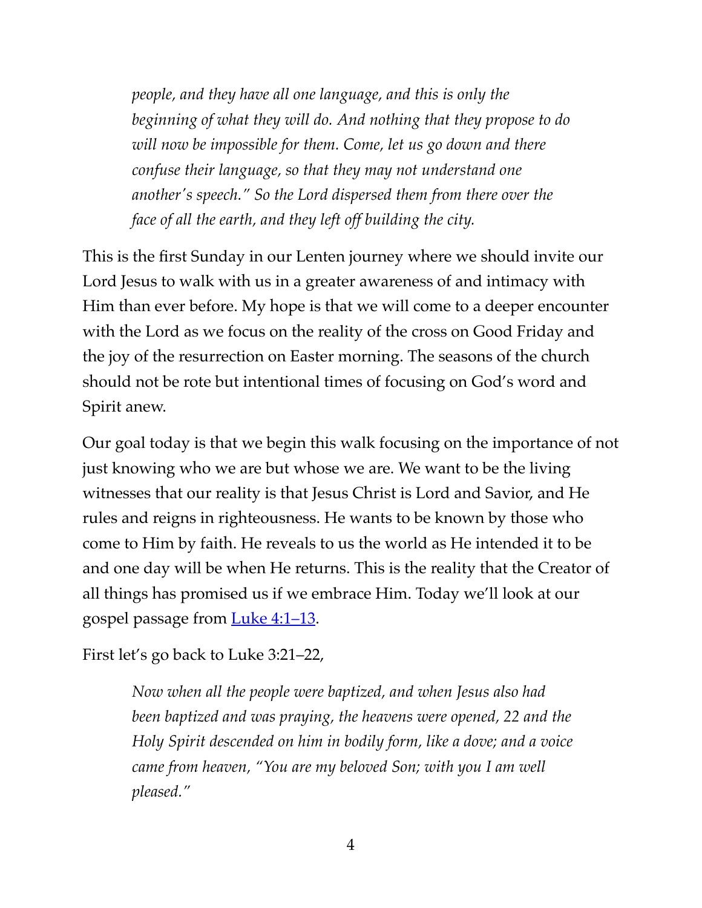> *people, and they have all one language, and this is only the beginning of what they will do. And nothing that they propose to do will now be impossible for them. Come, let us go down and there confuse their language, so that they may not understand one another's speech." So the Lord dispersed them from there over the face of all the earth, and they left off building the city.*

This is the first Sunday in our Lenten journey where we should invite our Lord Jesus to walk with us in a greater awareness of and intimacy with Him than ever before. My hope is that we will come to a deeper encounter with the Lord as we focus on the reality of the cross on Good Friday and the joy of the resurrection on Easter morning. The seasons of the church should not be rote but intentional times of focusing on God's word and Spirit anew.

Our goal today is that we begin this walk focusing on the importance of not just knowing who we are but whose we are. We want to be the living witnesses that our reality is that Jesus Christ is Lord and Savior, and He rules and reigns in righteousness. He wants to be known by those who come to Him by faith. He reveals to us the world as He intended it to be and one day will be when He returns. This is the reality that the Creator of all things has promised us if we embrace Him. Today we'll look at our gospel passage from Luke 4:1–13.

First let's go back to Luke 3:21–22,

> *Now when all the people were baptized, and when Jesus also had been baptized and was praying, the heavens were opened, 22 and the Holy Spirit descended on him in bodily form, like a dove; and a voice came from heaven, "You are my beloved Son; with you I am well pleased."*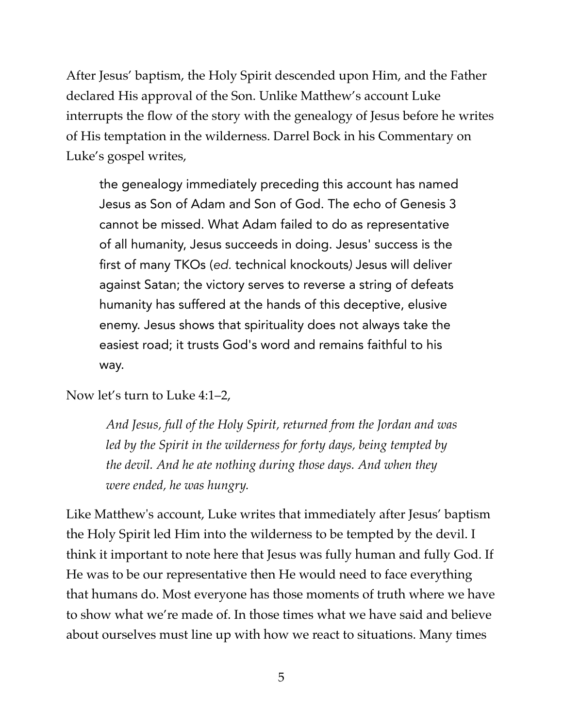After Jesus' baptism, the Holy Spirit descended upon Him, and the Father declared His approval of the Son. Unlike Matthew's account Luke interrupts the flow of the story with the genealogy of Jesus before he writes of His temptation in the wilderness. Darrel Bock in his Commentary on Luke's gospel writes,

> the genealogy immediately preceding this account has named Jesus as Son of Adam and Son of God. The echo of Genesis 3 cannot be missed. What Adam failed to do as representative of all humanity, Jesus succeeds in doing. Jesus' success is the first of many TKOs (*ed.* technical knockouts*)* Jesus will deliver against Satan; the victory serves to reverse a string of defeats humanity has suffered at the hands of this deceptive, elusive enemy. Jesus shows that spirituality does not always take the easiest road; it trusts God's word and remains faithful to his way.

Now let's turn to Luke 4:1–2,

> *And Jesus, full of the Holy Spirit, returned from the Jordan and was led by the Spirit in the wilderness for forty days, being tempted by the devil. And he ate nothing during those days. And when they were ended, he was hungry.*

Like Matthew's account, Luke writes that immediately after Jesus' baptism the Holy Spirit led Him into the wilderness to be tempted by the devil. I think it important to note here that Jesus was fully human and fully God. If He was to be our representative then He would need to face everything that humans do. Most everyone has those moments of truth where we have to show what we're made of. In those times what we have said and believe about ourselves must line up with how we react to situations. Many times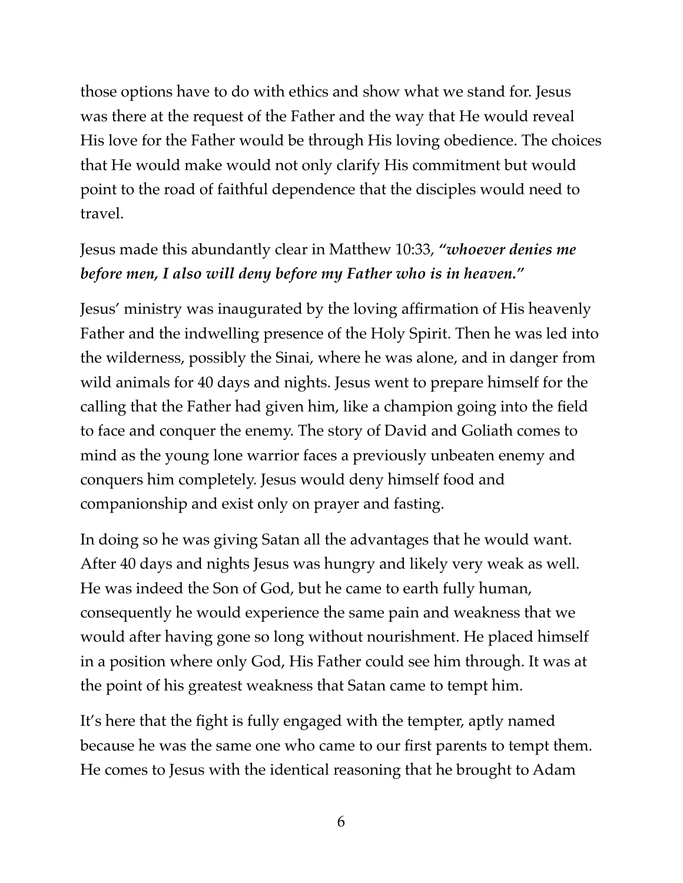those options have to do with ethics and show what we stand for. Jesus was there at the request of the Father and the way that He would reveal His love for the Father would be through His loving obedience. The choices that He would make would not only clarify His commitment but would point to the road of faithful dependence that the disciples would need to travel.

Jesus made this abundantly clear in Matthew 10:33, ***"whoever denies me before men, I also will deny before my Father who is in heaven."***

Jesus' ministry was inaugurated by the loving affirmation of His heavenly Father and the indwelling presence of the Holy Spirit. Then he was led into the wilderness, possibly the Sinai, where he was alone, and in danger from wild animals for 40 days and nights. Jesus went to prepare himself for the calling that the Father had given him, like a champion going into the field to face and conquer the enemy. The story of David and Goliath comes to mind as the young lone warrior faces a previously unbeaten enemy and conquers him completely. Jesus would deny himself food and companionship and exist only on prayer and fasting.

In doing so he was giving Satan all the advantages that he would want. After 40 days and nights Jesus was hungry and likely very weak as well. He was indeed the Son of God, but he came to earth fully human, consequently he would experience the same pain and weakness that we would after having gone so long without nourishment. He placed himself in a position where only God, His Father could see him through. It was at the point of his greatest weakness that Satan came to tempt him.

It's here that the fight is fully engaged with the tempter, aptly named because he was the same one who came to our first parents to tempt them. He comes to Jesus with the identical reasoning that he brought to Adam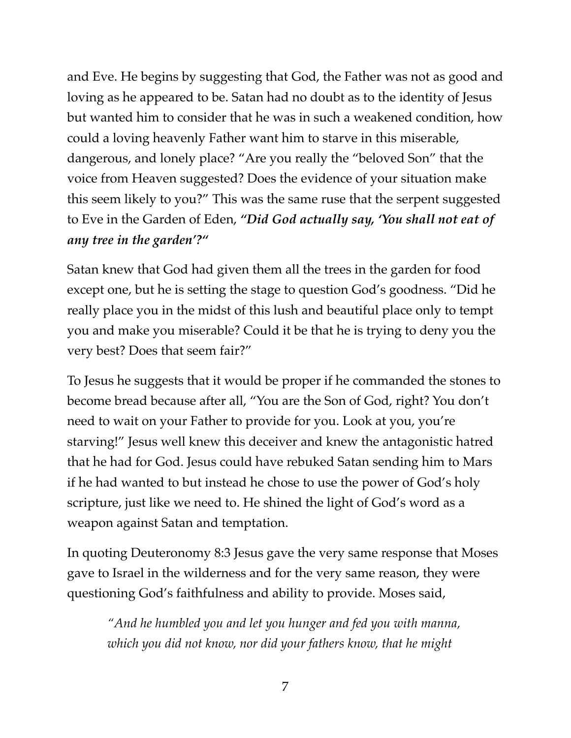and Eve. He begins by suggesting that God, the Father was not as good and loving as he appeared to be. Satan had no doubt as to the identity of Jesus but wanted him to consider that he was in such a weakened condition, how could a loving heavenly Father want him to starve in this miserable, dangerous, and lonely place? "Are you really the "beloved Son" that the voice from Heaven suggested? Does the evidence of your situation make this seem likely to you?" This was the same ruse that the serpent suggested to Eve in the Garden of Eden, ***"Did God actually say, 'You shall not eat of any tree in the garden'?"***

Satan knew that God had given them all the trees in the garden for food except one, but he is setting the stage to question God's goodness. "Did he really place you in the midst of this lush and beautiful place only to tempt you and make you miserable? Could it be that he is trying to deny you the very best? Does that seem fair?"

To Jesus he suggests that it would be proper if he commanded the stones to become bread because after all, "You are the Son of God, right? You don't need to wait on your Father to provide for you. Look at you, you're starving!" Jesus well knew this deceiver and knew the antagonistic hatred that he had for God. Jesus could have rebuked Satan sending him to Mars if he had wanted to but instead he chose to use the power of God's holy scripture, just like we need to. He shined the light of God's word as a weapon against Satan and temptation.

In quoting Deuteronomy 8:3 Jesus gave the very same response that Moses gave to Israel in the wilderness and for the very same reason, they were questioning God's faithfulness and ability to provide. Moses said,

> *"And he humbled you and let you hunger and fed you with manna, which you did not know, nor did your fathers know, that he might*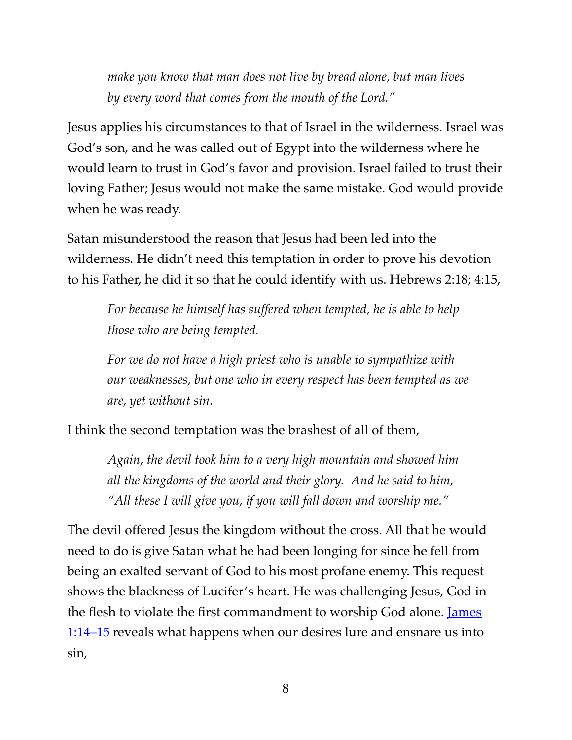*make you know that man does not live by bread alone, but man lives by every word that comes from the mouth of the Lord."*

Jesus applies his circumstances to that of Israel in the wilderness. Israel was God's son, and he was called out of Egypt into the wilderness where he would learn to trust in God's favor and provision. Israel failed to trust their loving Father; Jesus would not make the same mistake. God would provide when he was ready.

Satan misunderstood the reason that Jesus had been led into the wilderness. He didn't need this temptation in order to prove his devotion to his Father, he did it so that he could identify with us. Hebrews 2:18; 4:15,

> *For because he himself has suffered when tempted, he is able to help those who are being tempted.*
>
> *For we do not have a high priest who is unable to sympathize with our weaknesses, but one who in every respect has been tempted as we are, yet without sin.*

I think the second temptation was the brashest of all of them,

> *Again, the devil took him to a very high mountain and showed him all the kingdoms of the world and their glory. And he said to him, "All these I will give you, if you will fall down and worship me."*

The devil offered Jesus the kingdom without the cross. All that he would need to do is give Satan what he had been longing for since he fell from being an exalted servant of God to his most profane enemy. This request shows the blackness of Lucifer's heart. He was challenging Jesus, God in the flesh to violate the first commandment to worship God alone. James 1:14–15 reveals what happens when our desires lure and ensnare us into sin,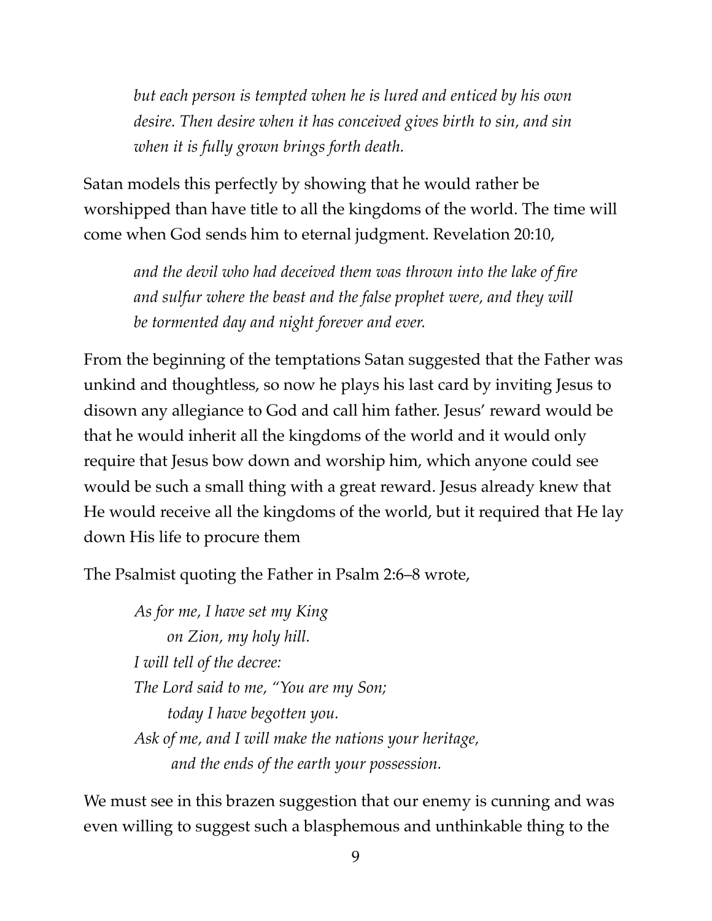> *but each person is tempted when he is lured and enticed by his own desire. Then desire when it has conceived gives birth to sin, and sin when it is fully grown brings forth death.*

Satan models this perfectly by showing that he would rather be worshipped than have title to all the kingdoms of the world. The time will come when God sends him to eternal judgment. Revelation 20:10,

> *and the devil who had deceived them was thrown into the lake of fire and sulfur where the beast and the false prophet were, and they will be tormented day and night forever and ever.*

From the beginning of the temptations Satan suggested that the Father was unkind and thoughtless, so now he plays his last card by inviting Jesus to disown any allegiance to God and call him father. Jesus' reward would be that he would inherit all the kingdoms of the world and it would only require that Jesus bow down and worship him, which anyone could see would be such a small thing with a great reward. Jesus already knew that He would receive all the kingdoms of the world, but it required that He lay down His life to procure them

The Psalmist quoting the Father in Psalm 2:6–8 wrote,

> *As for me, I have set my King*
> *on Zion, my holy hill.*
> *I will tell of the decree:*
> *The Lord said to me, "You are my Son;*
> *today I have begotten you.*
> *Ask of me, and I will make the nations your heritage,*
> *and the ends of the earth your possession.*

We must see in this brazen suggestion that our enemy is cunning and was even willing to suggest such a blasphemous and unthinkable thing to the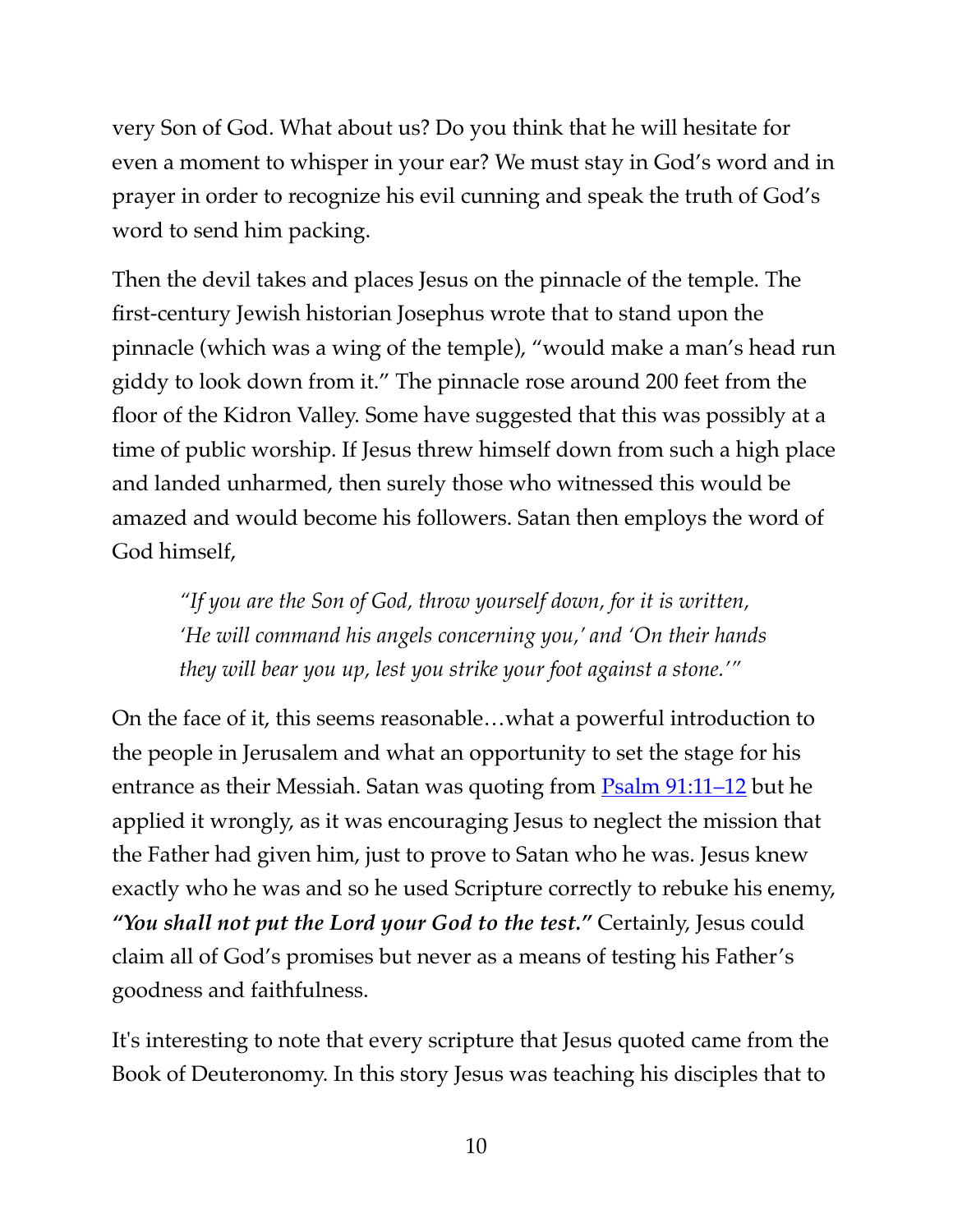very Son of God. What about us? Do you think that he will hesitate for even a moment to whisper in your ear? We must stay in God's word and in prayer in order to recognize his evil cunning and speak the truth of God's word to send him packing.

Then the devil takes and places Jesus on the pinnacle of the temple. The first-century Jewish historian Josephus wrote that to stand upon the pinnacle (which was a wing of the temple), "would make a man's head run giddy to look down from it." The pinnacle rose around 200 feet from the floor of the Kidron Valley. Some have suggested that this was possibly at a time of public worship. If Jesus threw himself down from such a high place and landed unharmed, then surely those who witnessed this would be amazed and would become his followers. Satan then employs the word of God himself,

> *"If you are the Son of God, throw yourself down, for it is written, 'He will command his angels concerning you,' and 'On their hands they will bear you up, lest you strike your foot against a stone.'"*

On the face of it, this seems reasonable…what a powerful introduction to the people in Jerusalem and what an opportunity to set the stage for his entrance as their Messiah. Satan was quoting from [Psalm 91:11–12] but he applied it wrongly, as it was encouraging Jesus to neglect the mission that the Father had given him, just to prove to Satan who he was. Jesus knew exactly who he was and so he used Scripture correctly to rebuke his enemy, ***"You shall not put the Lord your God to the test."*** Certainly, Jesus could claim all of God's promises but never as a means of testing his Father's goodness and faithfulness.

It's interesting to note that every scripture that Jesus quoted came from the Book of Deuteronomy. In this story Jesus was teaching his disciples that to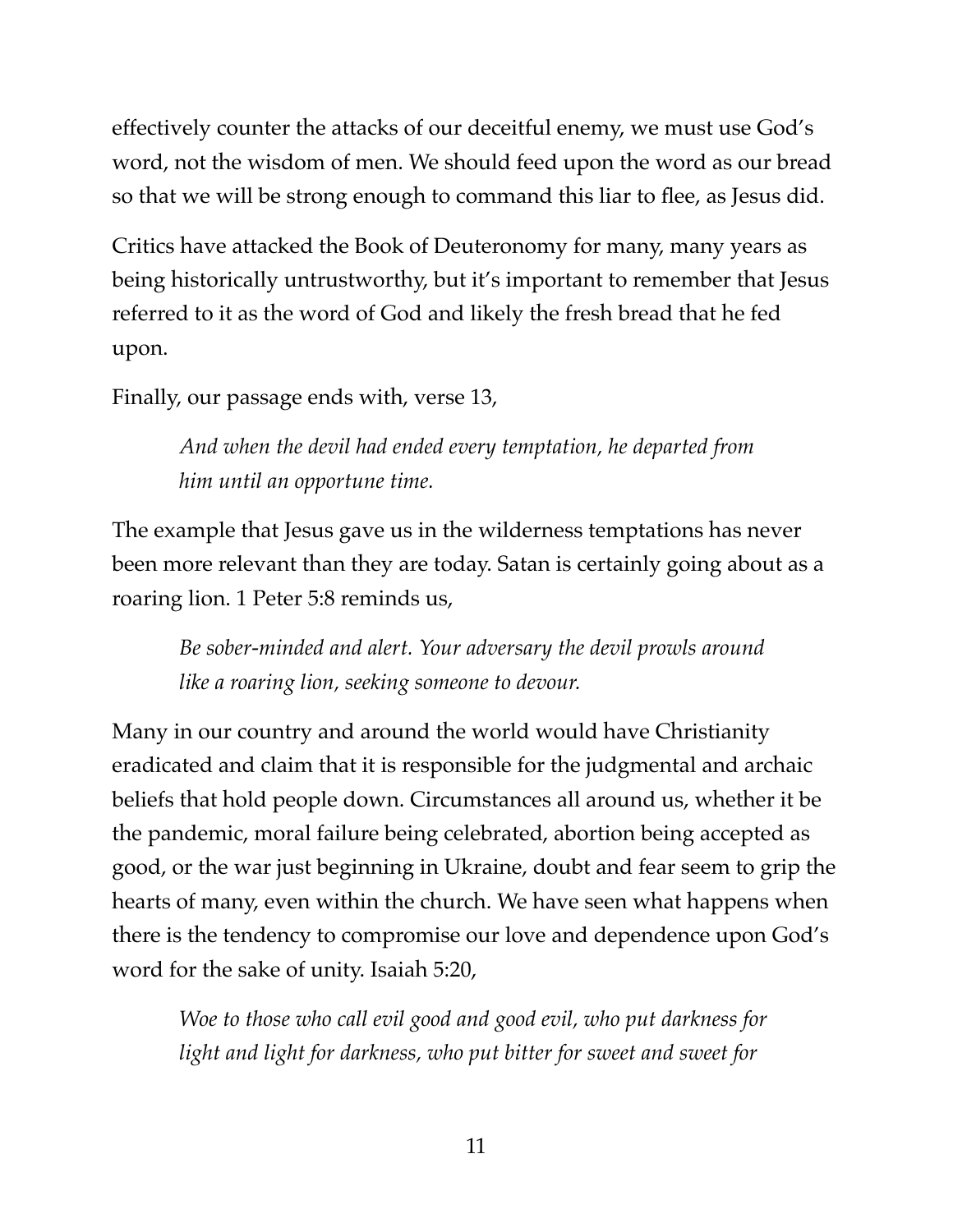effectively counter the attacks of our deceitful enemy, we must use God's word, not the wisdom of men. We should feed upon the word as our bread so that we will be strong enough to command this liar to flee, as Jesus did.

Critics have attacked the Book of Deuteronomy for many, many years as being historically untrustworthy, but it's important to remember that Jesus referred to it as the word of God and likely the fresh bread that he fed upon.

Finally, our passage ends with, verse 13,

> *And when the devil had ended every temptation, he departed from him until an opportune time.*

The example that Jesus gave us in the wilderness temptations has never been more relevant than they are today. Satan is certainly going about as a roaring lion. 1 Peter 5:8 reminds us,

> *Be sober-minded and alert. Your adversary the devil prowls around like a roaring lion, seeking someone to devour.*

Many in our country and around the world would have Christianity eradicated and claim that it is responsible for the judgmental and archaic beliefs that hold people down. Circumstances all around us, whether it be the pandemic, moral failure being celebrated, abortion being accepted as good, or the war just beginning in Ukraine, doubt and fear seem to grip the hearts of many, even within the church. We have seen what happens when there is the tendency to compromise our love and dependence upon God's word for the sake of unity. Isaiah 5:20,

> *Woe to those who call evil good and good evil, who put darkness for light and light for darkness, who put bitter for sweet and sweet for*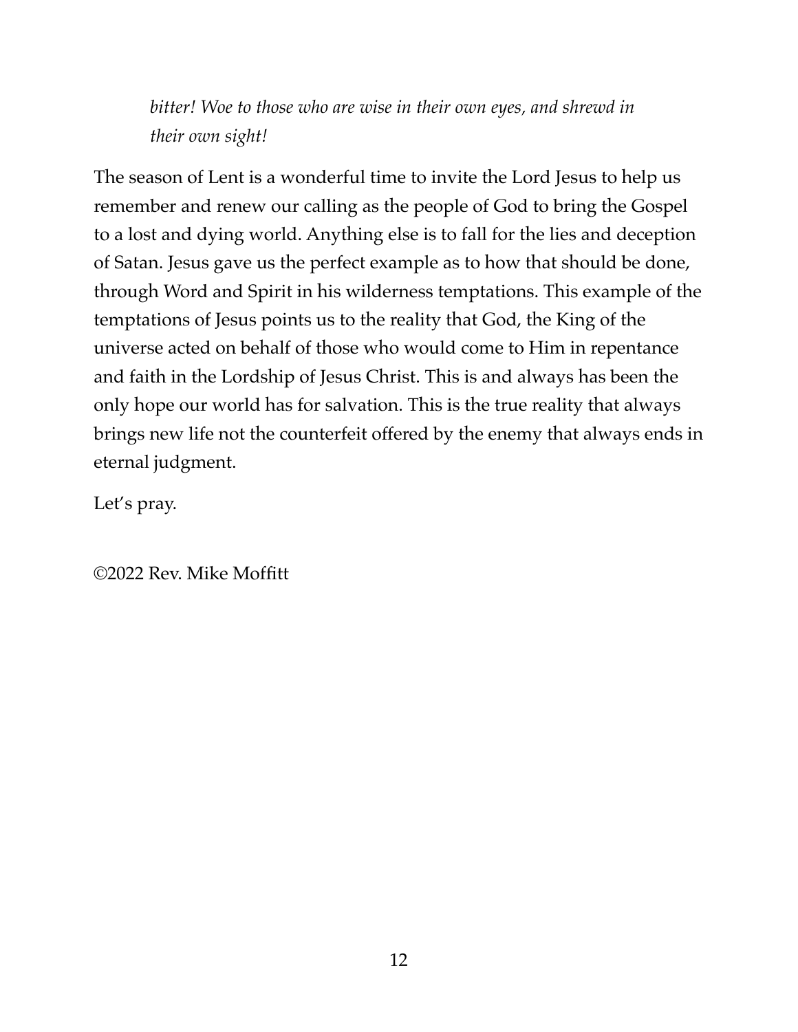> *bitter! Woe to those who are wise in their own eyes, and shrewd in their own sight!*

The season of Lent is a wonderful time to invite the Lord Jesus to help us remember and renew our calling as the people of God to bring the Gospel to a lost and dying world. Anything else is to fall for the lies and deception of Satan. Jesus gave us the perfect example as to how that should be done, through Word and Spirit in his wilderness temptations. This example of the temptations of Jesus points us to the reality that God, the King of the universe acted on behalf of those who would come to Him in repentance and faith in the Lordship of Jesus Christ. This is and always has been the only hope our world has for salvation. This is the true reality that always brings new life not the counterfeit offered by the enemy that always ends in eternal judgment.

Let's pray.

©2022 Rev. Mike Moffitt